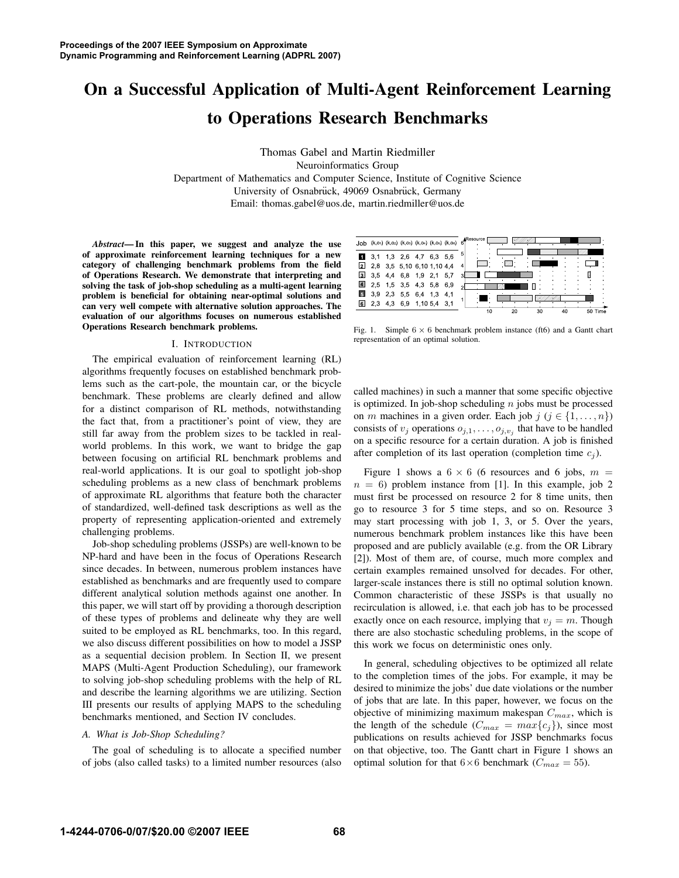# On a Successful Application of Multi-Agent Reinforcement Learning to Operations Research Benchmarks

Thomas Gabel and Martin Riedmiller
Neuroinformatics Group
Department of Mathematics and Computer Science, Institute of Cognitive Science
University of Osnabrück, 49069 Osnabrück, Germany
Email: thomas.gabel@uos.de, martin.riedmiller@uos.de

***Abstract*— In this paper, we suggest and analyze the use of approximate reinforcement learning techniques for a new category of challenging benchmark problems from the field of Operations Research. We demonstrate that interpreting and solving the task of job-shop scheduling as a multi-agent learning problem is beneficial for obtaining near-optimal solutions and can very well compete with alternative solution approaches. The evaluation of our algorithms focuses on numerous established Operations Research benchmark problems.**

## I. Introduction

The empirical evaluation of reinforcement learning (RL) algorithms frequently focuses on established benchmark problems such as the cart-pole, the mountain car, or the bicycle benchmark. These problems are clearly defined and allow for a distinct comparison of RL methods, notwithstanding the fact that, from a practitioner's point of view, they are still far away from the problem sizes to be tackled in real-world problems. In this work, we want to bridge the gap between focusing on artificial RL benchmark problems and real-world applications. It is our goal to spotlight job-shop scheduling problems as a new class of benchmark problems of approximate RL algorithms that feature both the character of standardized, well-defined task descriptions as well as the property of representing application-oriented and extremely challenging problems.

Job-shop scheduling problems (JSSPs) are well-known to be NP-hard and have been in the focus of Operations Research since decades. In between, numerous problem instances have established as benchmarks and are frequently used to compare different analytical solution methods against one another. In this paper, we will start off by providing a thorough description of these types of problems and delineate why they are well suited to be employed as RL benchmarks, too. In this regard, we also discuss different possibilities on how to model a JSSP as a sequential decision problem. In Section II, we present MAPS (Multi-Agent Production Scheduling), our framework to solving job-shop scheduling problems with the help of RL and describe the learning algorithms we are utilizing. Section III presents our results of applying MAPS to the scheduling benchmarks mentioned, and Section IV concludes.

### A. What is Job-Shop Scheduling?

The goal of scheduling is to allocate a specified number of jobs (also called tasks) to a limited number resources (also called machines) in such a manner that some specific objective is optimized. In job-shop scheduling $n$ jobs must be processed on $m$ machines in a given order. Each job $j$ ($j \in \{1, \ldots, n\}$) consists of $v_j$ operations $o_{j,1}, \ldots, o_{j,v_j}$ that have to be handled on a specific resource for a certain duration. A job is finished after completion of its last operation (completion time $c_j$).

| Job | $(k,o_1)$ | $(k,o_2)$ | $(k,o_3)$ | $(k,o_4)$ | $(k,o_5)$ | $(k,o_6)$ |
|---|---|---|---|---|---|---|
| 1 | 3,1 | 1,3 | 2,6 | 4,7 | 6,3 | 5,6 |
| 2 | 2,8 | 3,5 | 5,10 | 6,10 | 1,10 | 4,4 |
| 3 | 3,5 | 4,4 | 6,8 | 1,9 | 2,1 | 5,7 |
| 4 | 2,5 | 1,5 | 3,5 | 4,3 | 5,8 | 6,9 |
| 5 | 3,9 | 2,3 | 5,5 | 6,4 | 1,3 | 4,1 |
| 6 | 2,3 | 4,3 | 6,9 | 1,10 | 5,4 | 3,1 |

Resource
6
5
4
3
2
1
10 20 30 40 50 Time

Fig. 1. Simple $6 \times 6$ benchmark problem instance (ft6) and a Gantt chart representation of an optimal solution.

Figure 1 shows a $6 \times 6$ (6 resources and 6 jobs, $m = n = 6$) problem instance from [1]. In this example, job 2 must first be processed on resource 2 for 8 time units, then go to resource 3 for 5 time steps, and so on. Resource 3 may start processing with job 1, 3, or 5. Over the years, numerous benchmark problem instances like this have been proposed and are publicly available (e.g. from the OR Library [2]). Most of them are, of course, much more complex and certain examples remained unsolved for decades. For other, larger-scale instances there is still no optimal solution known. Common characteristic of these JSSPs is that usually no recirculation is allowed, i.e. that each job has to be processed exactly once on each resource, implying that $v_j = m$. Though there are also stochastic scheduling problems, in the scope of this work we focus on deterministic ones only.

In general, scheduling objectives to be optimized all relate to the completion times of the jobs. For example, it may be desired to minimize the jobs' due date violations or the number of jobs that are late. In this paper, however, we focus on the objective of minimizing maximum makespan $C_{max}$, which is the length of the schedule ($C_{max} = max\{c_j\}$), since most publications on results achieved for JSSP benchmarks focus on that objective, too. The Gantt chart in Figure 1 shows an optimal solution for that $6 \times 6$ benchmark ($C_{max} = 55$).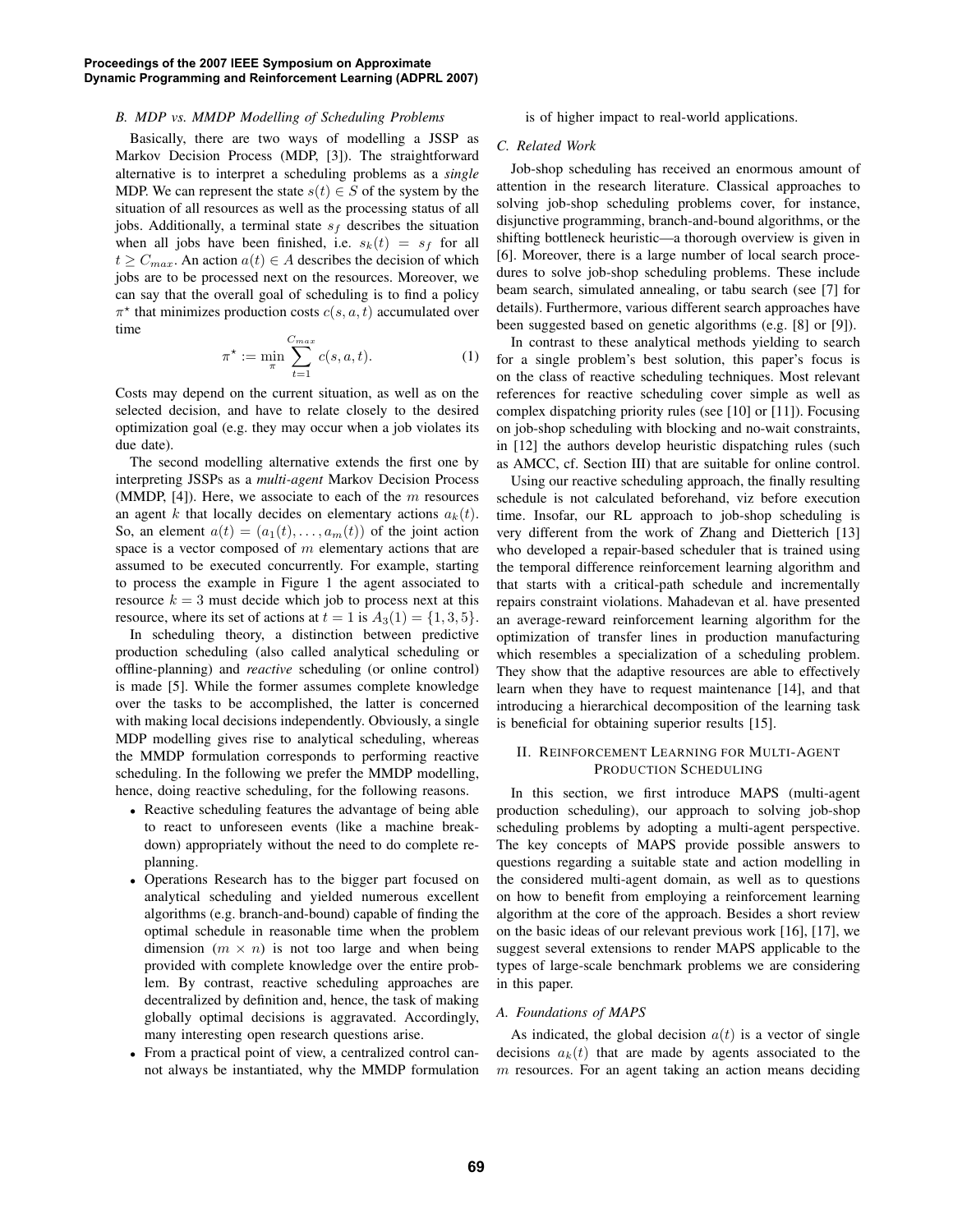### B. MDP vs. MMDP Modelling of Scheduling Problems

Basically, there are two ways of modelling a JSSP as Markov Decision Process (MDP, [3]). The straightforward alternative is to interpret a scheduling problems as a *single* MDP. We can represent the state $s(t) \in S$ of the system by the situation of all resources as well as the processing status of all jobs. Additionally, a terminal state $s_f$ describes the situation when all jobs have been finished, i.e. $s_k(t) = s_f$ for all $t \geq C_{max}$. An action $a(t) \in A$ describes the decision of which jobs are to be processed next on the resources. Moreover, we can say that the overall goal of scheduling is to find a policy $\pi^\star$ that minimizes production costs $c(s, a, t)$ accumulated over time

$$\pi^\star := \min_\pi \sum_{t=1}^{C_{max}} c(s, a, t). \tag{1}$$

Costs may depend on the current situation, as well as on the selected decision, and have to relate closely to the desired optimization goal (e.g. they may occur when a job violates its due date).

The second modelling alternative extends the first one by interpreting JSSPs as a *multi-agent* Markov Decision Process (MMDP, [4]). Here, we associate to each of the $m$ resources an agent $k$ that locally decides on elementary actions $a_k(t)$. So, an element $a(t) = (a_1(t), \ldots, a_m(t))$ of the joint action space is a vector composed of $m$ elementary actions that are assumed to be executed concurrently. For example, starting to process the example in Figure 1 the agent associated to resource $k = 3$ must decide which job to process next at this resource, where its set of actions at $t = 1$ is $A_3(1) = \{1, 3, 5\}$.

In scheduling theory, a distinction between predictive production scheduling (also called analytical scheduling or offline-planning) and *reactive* scheduling (or online control) is made [5]. While the former assumes complete knowledge over the tasks to be accomplished, the latter is concerned with making local decisions independently. Obviously, a single MDP modelling gives rise to analytical scheduling, whereas the MMDP formulation corresponds to performing reactive scheduling. In the following we prefer the MMDP modelling, hence, doing reactive scheduling, for the following reasons.

- Reactive scheduling features the advantage of being able to react to unforeseen events (like a machine breakdown) appropriately without the need to do complete re-planning.
- Operations Research has to the bigger part focused on analytical scheduling and yielded numerous excellent algorithms (e.g. branch-and-bound) capable of finding the optimal schedule in reasonable time when the problem dimension ($m \times n$) is not too large and when being provided with complete knowledge over the entire problem. By contrast, reactive scheduling approaches are decentralized by definition and, hence, the task of making globally optimal decisions is aggravated. Accordingly, many interesting open research questions arise.
- From a practical point of view, a centralized control cannot always be instantiated, why the MMDP formulation is of higher impact to real-world applications.

### C. Related Work

Job-shop scheduling has received an enormous amount of attention in the research literature. Classical approaches to solving job-shop scheduling problems cover, for instance, disjunctive programming, branch-and-bound algorithms, or the shifting bottleneck heuristic—a thorough overview is given in [6]. Moreover, there is a large number of local search procedures to solve job-shop scheduling problems. These include beam search, simulated annealing, or tabu search (see [7] for details). Furthermore, various different search approaches have been suggested based on genetic algorithms (e.g. [8] or [9]).

In contrast to these analytical methods yielding to search for a single problem's best solution, this paper's focus is on the class of reactive scheduling techniques. Most relevant references for reactive scheduling cover simple as well as complex dispatching priority rules (see [10] or [11]). Focusing on job-shop scheduling with blocking and no-wait constraints, in [12] the authors develop heuristic dispatching rules (such as AMCC, cf. Section III) that are suitable for online control.

Using our reactive scheduling approach, the finally resulting schedule is not calculated beforehand, viz before execution time. Insofar, our RL approach to job-shop scheduling is very different from the work of Zhang and Dietterich [13] who developed a repair-based scheduler that is trained using the temporal difference reinforcement learning algorithm and that starts with a critical-path schedule and incrementally repairs constraint violations. Mahadevan et al. have presented an average-reward reinforcement learning algorithm for the optimization of transfer lines in production manufacturing which resembles a specialization of a scheduling problem. They show that the adaptive resources are able to effectively learn when they have to request maintenance [14], and that introducing a hierarchical decomposition of the learning task is beneficial for obtaining superior results [15].

## II. Reinforcement Learning for Multi-Agent Production Scheduling

In this section, we first introduce MAPS (multi-agent production scheduling), our approach to solving job-shop scheduling problems by adopting a multi-agent perspective. The key concepts of MAPS provide possible answers to questions regarding a suitable state and action modelling in the considered multi-agent domain, as well as to questions on how to benefit from employing a reinforcement learning algorithm at the core of the approach. Besides a short review on the basic ideas of our relevant previous work [16], [17], we suggest several extensions to render MAPS applicable to the types of large-scale benchmark problems we are considering in this paper.

### A. Foundations of MAPS

As indicated, the global decision $a(t)$ is a vector of single decisions $a_k(t)$ that are made by agents associated to the $m$ resources. For an agent taking an action means deciding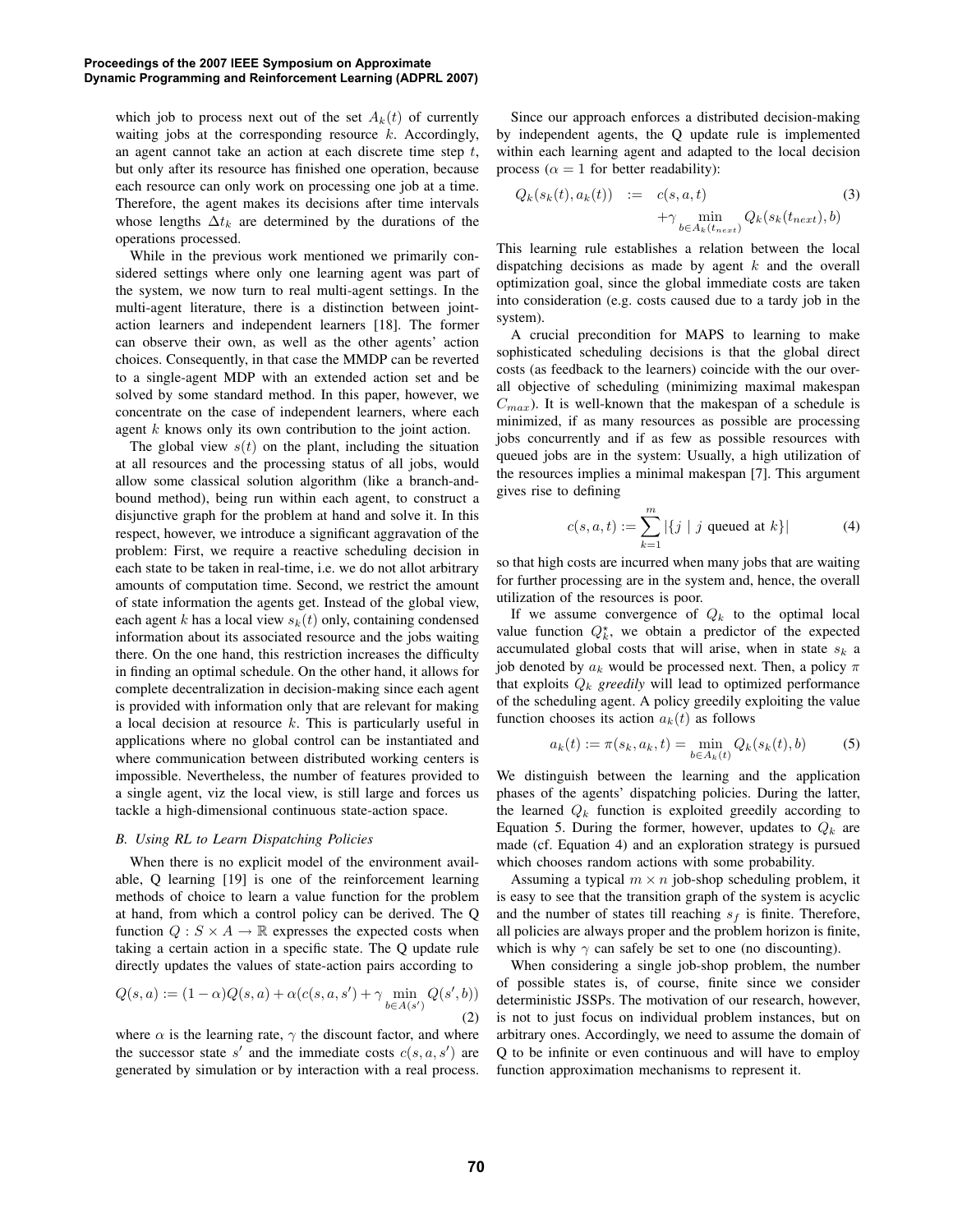which job to process next out of the set $A_k(t)$ of currently waiting jobs at the corresponding resource $k$. Accordingly, an agent cannot take an action at each discrete time step $t$, but only after its resource has finished one operation, because each resource can only work on processing one job at a time. Therefore, the agent makes its decisions after time intervals whose lengths $\Delta t_k$ are determined by the durations of the operations processed.

While in the previous work mentioned we primarily considered settings where only one learning agent was part of the system, we now turn to real multi-agent settings. In the multi-agent literature, there is a distinction between joint-action learners and independent learners [18]. The former can observe their own, as well as the other agents' action choices. Consequently, in that case the MMDP can be reverted to a single-agent MDP with an extended action set and be solved by some standard method. In this paper, however, we concentrate on the case of independent learners, where each agent $k$ knows only its own contribution to the joint action.

The global view $s(t)$ on the plant, including the situation at all resources and the processing status of all jobs, would allow some classical solution algorithm (like a branch-and-bound method), being run within each agent, to construct a disjunctive graph for the problem at hand and solve it. In this respect, however, we introduce a significant aggravation of the problem: First, we require a reactive scheduling decision in each state to be taken in real-time, i.e. we do not allot arbitrary amounts of computation time. Second, we restrict the amount of state information the agents get. Instead of the global view, each agent $k$ has a local view $s_k(t)$ only, containing condensed information about its associated resource and the jobs waiting there. On the one hand, this restriction increases the difficulty in finding an optimal schedule. On the other hand, it allows for complete decentralization in decision-making since each agent is provided with information only that are relevant for making a local decision at resource $k$. This is particularly useful in applications where no global control can be instantiated and where communication between distributed working centers is impossible. Nevertheless, the number of features provided to a single agent, viz the local view, is still large and forces us tackle a high-dimensional continuous state-action space.

### B. Using RL to Learn Dispatching Policies

When there is no explicit model of the environment available, Q learning [19] is one of the reinforcement learning methods of choice to learn a value function for the problem at hand, from which a control policy can be derived. The Q function $Q : S \times A \to \mathbb{R}$ expresses the expected costs when taking a certain action in a specific state. The Q update rule directly updates the values of state-action pairs according to

$$Q(s,a) := (1-\alpha)Q(s,a) + \alpha(c(s,a,s') + \gamma \min_{b \in A(s')} Q(s',b)) \tag{2}$$

where $\alpha$ is the learning rate, $\gamma$ the discount factor, and where the successor state $s'$ and the immediate costs $c(s,a,s')$ are generated by simulation or by interaction with a real process.

Since our approach enforces a distributed decision-making by independent agents, the Q update rule is implemented within each learning agent and adapted to the local decision process ($\alpha = 1$ for better readability):

$$Q_k(s_k(t), a_k(t)) := c(s,a,t) + \gamma \min_{b \in A_k(t_{next})} Q_k(s_k(t_{next}), b) \tag{3}$$

This learning rule establishes a relation between the local dispatching decisions as made by agent $k$ and the overall optimization goal, since the global immediate costs are taken into consideration (e.g. costs caused due to a tardy job in the system).

A crucial precondition for MAPS to learning to make sophisticated scheduling decisions is that the global direct costs (as feedback to the learners) coincide with the our overall objective of scheduling (minimizing maximal makespan $C_{max}$). It is well-known that the makespan of a schedule is minimized, if as many resources as possible are processing jobs concurrently and if as few as possible resources with queued jobs are in the system: Usually, a high utilization of the resources implies a minimal makespan [7]. This argument gives rise to defining

$$c(s,a,t) := \sum_{k=1}^{m} |\{j \mid j \text{ queued at } k\}| \tag{4}$$

so that high costs are incurred when many jobs that are waiting for further processing are in the system and, hence, the overall utilization of the resources is poor.

If we assume convergence of $Q_k$ to the optimal local value function $Q_k^\star$, we obtain a predictor of the expected accumulated global costs that will arise, when in state $s_k$ a job denoted by $a_k$ would be processed next. Then, a policy $\pi$ that exploits $Q_k$ *greedily* will lead to optimized performance of the scheduling agent. A policy greedily exploiting the value function chooses its action $a_k(t)$ as follows

$$a_k(t) := \pi(s_k, a_k, t) = \min_{b \in A_k(t)} Q_k(s_k(t), b) \tag{5}$$

We distinguish between the learning and the application phases of the agents' dispatching policies. During the latter, the learned $Q_k$ function is exploited greedily according to Equation 5. During the former, however, updates to $Q_k$ are made (cf. Equation 4) and an exploration strategy is pursued which chooses random actions with some probability.

Assuming a typical $m \times n$ job-shop scheduling problem, it is easy to see that the transition graph of the system is acyclic and the number of states till reaching $s_f$ is finite. Therefore, all policies are always proper and the problem horizon is finite, which is why $\gamma$ can safely be set to one (no discounting).

When considering a single job-shop problem, the number of possible states is, of course, finite since we consider deterministic JSSPs. The motivation of our research, however, is not to just focus on individual problem instances, but on arbitrary ones. Accordingly, we need to assume the domain of Q to be infinite or even continuous and will have to employ function approximation mechanisms to represent it.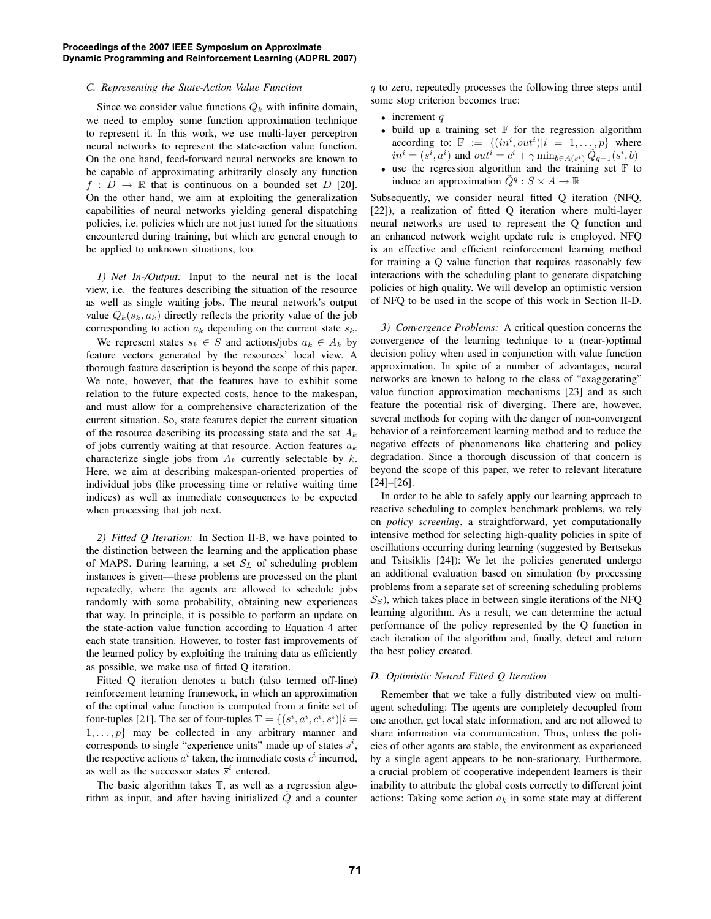### C. Representing the State-Action Value Function

Since we consider value functions $Q_k$ with infinite domain, we need to employ some function approximation technique to represent it. In this work, we use multi-layer perceptron neural networks to represent the state-action value function. On the one hand, feed-forward neural networks are known to be capable of approximating arbitrarily closely any function $f : D \rightarrow \mathbb{R}$ that is continuous on a bounded set $D$ [20]. On the other hand, we aim at exploiting the generalization capabilities of neural networks yielding general dispatching policies, i.e. policies which are not just tuned for the situations encountered during training, but which are general enough to be applied to unknown situations, too.

*1) Net In-/Output:* Input to the neural net is the local view, i.e. the features describing the situation of the resource as well as single waiting jobs. The neural network's output value $Q_k(s_k, a_k)$ directly reflects the priority value of the job corresponding to action $a_k$ depending on the current state $s_k$.

We represent states $s_k \in S$ and actions/jobs $a_k \in A_k$ by feature vectors generated by the resources' local view. A thorough feature description is beyond the scope of this paper. We note, however, that the features have to exhibit some relation to the future expected costs, hence to the makespan, and must allow for a comprehensive characterization of the current situation. So, state features depict the current situation of the resource describing its processing state and the set $A_k$ of jobs currently waiting at that resource. Action features $a_k$ characterize single jobs from $A_k$ currently selectable by $k$. Here, we aim at describing makespan-oriented properties of individual jobs (like processing time or relative waiting time indices) as well as immediate consequences to be expected when processing that job next.

*2) Fitted Q Iteration:* In Section II-B, we have pointed to the distinction between the learning and the application phase of MAPS. During learning, a set $\mathcal{S}_L$ of scheduling problem instances is given—these problems are processed on the plant repeatedly, where the agents are allowed to schedule jobs randomly with some probability, obtaining new experiences that way. In principle, it is possible to perform an update on the state-action value function according to Equation 4 after each state transition. However, to foster fast improvements of the learned policy by exploiting the training data as efficiently as possible, we make use of fitted Q iteration.

Fitted Q iteration denotes a batch (also termed off-line) reinforcement learning framework, in which an approximation of the optimal value function is computed from a finite set of four-tuples [21]. The set of four-tuples $\mathbb{T} = \{(s^i, a^i, c^i, \overline{s}^i) | i = 1, \dots, p\}$ may be collected in any arbitrary manner and corresponds to single "experience units" made up of states $s^i$, the respective actions $a^i$ taken, the immediate costs $c^i$ incurred, as well as the successor states $\overline{s}^i$ entered.

The basic algorithm takes $\mathbb{T}$, as well as a regression algorithm as input, and after having initialized $\tilde{Q}$ and a counter $q$ to zero, repeatedly processes the following three steps until some stop criterion becomes true:

- increment $q$
- build up a training set $\mathbb{F}$ for the regression algorithm according to: $\mathbb{F} := \{(in^i, out^i) | i = 1, \dots, p\}$ where $in^i = (s^i, a^i)$ and $out^i = c^i + \gamma \min_{b \in A(\overline{s}^i)} \tilde{Q}_{q-1}(\overline{s}^i, b)$
- use the regression algorithm and the training set $\mathbb{F}$ to induce an approximation $\tilde{Q}^q : S \times A \rightarrow \mathbb{R}$

Subsequently, we consider neural fitted Q iteration (NFQ, [22]), a realization of fitted Q iteration where multi-layer neural networks are used to represent the Q function and an enhanced network weight update rule is employed. NFQ is an effective and efficient reinforcement learning method for training a Q value function that requires reasonably few interactions with the scheduling plant to generate dispatching policies of high quality. We will develop an optimistic version of NFQ to be used in the scope of this work in Section II-D.

*3) Convergence Problems:* A critical question concerns the convergence of the learning technique to a (near-)optimal decision policy when used in conjunction with value function approximation. In spite of a number of advantages, neural networks are known to belong to the class of "exaggerating" value function approximation mechanisms [23] and as such feature the potential risk of diverging. There are, however, several methods for coping with the danger of non-convergent behavior of a reinforcement learning method and to reduce the negative effects of phenomenons like chattering and policy degradation. Since a thorough discussion of that concern is beyond the scope of this paper, we refer to relevant literature [24]–[26].

In order to be able to safely apply our learning approach to reactive scheduling to complex benchmark problems, we rely on *policy screening*, a straightforward, yet computationally intensive method for selecting high-quality policies in spite of oscillations occurring during learning (suggested by Bertsekas and Tsitsiklis [24]): We let the policies generated undergo an additional evaluation based on simulation (by processing problems from a separate set of screening scheduling problems $\mathcal{S}_S$), which takes place in between single iterations of the NFQ learning algorithm. As a result, we can determine the actual performance of the policy represented by the Q function in each iteration of the algorithm and, finally, detect and return the best policy created.

### D. Optimistic Neural Fitted Q Iteration

Remember that we take a fully distributed view on multi-agent scheduling: The agents are completely decoupled from one another, get local state information, and are not allowed to share information via communication. Thus, unless the policies of other agents are stable, the environment as experienced by a single agent appears to be non-stationary. Furthermore, a crucial problem of cooperative independent learners is their inability to attribute the global costs correctly to different joint actions: Taking some action $a_k$ in some state may at different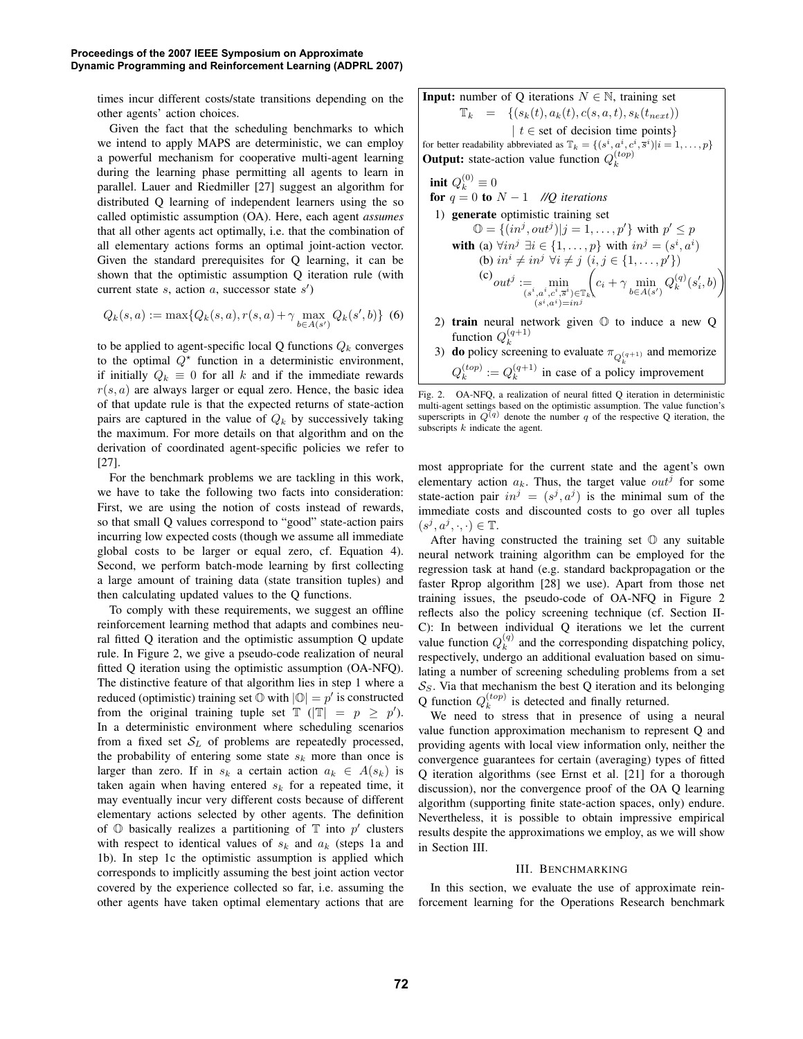times incur different costs/state transitions depending on the other agents' action choices.

Given the fact that the scheduling benchmarks to which we intend to apply MAPS are deterministic, we can employ a powerful mechanism for cooperative multi-agent learning during the learning phase permitting all agents to learn in parallel. Lauer and Riedmiller [27] suggest an algorithm for distributed Q learning of independent learners using the so called optimistic assumption (OA). Here, each agent *assumes* that all other agents act optimally, i.e. that the combination of all elementary actions forms an optimal joint-action vector. Given the standard prerequisites for Q learning, it can be shown that the optimistic assumption Q iteration rule (with current state $s$, action $a$, successor state $s'$)

$$Q_k(s,a) := \max\{Q_k(s,a), r(s,a) + \gamma \max_{b \in A(s')} Q_k(s',b)\} \quad (6)$$

to be applied to agent-specific local Q functions $Q_k$ converges to the optimal $Q^\star$ function in a deterministic environment, if initially $Q_k \equiv 0$ for all $k$ and if the immediate rewards $r(s,a)$ are always larger or equal zero. Hence, the basic idea of that update rule is that the expected returns of state-action pairs are captured in the value of $Q_k$ by successively taking the maximum. For more details on that algorithm and on the derivation of coordinated agent-specific policies we refer to [27].

For the benchmark problems we are tackling in this work, we have to take the following two facts into consideration: First, we are using the notion of costs instead of rewards, so that small Q values correspond to "good" state-action pairs incurring low expected costs (though we assume all immediate global costs to be larger or equal zero, cf. Equation 4). Second, we perform batch-mode learning by first collecting a large amount of training data (state transition tuples) and then calculating updated values to the Q functions.

To comply with these requirements, we suggest an offline reinforcement learning method that adapts and combines neural fitted Q iteration and the optimistic assumption Q update rule. In Figure 2, we give a pseudo-code realization of neural fitted Q iteration using the optimistic assumption (OA-NFQ). The distinctive feature of that algorithm lies in step 1 where a reduced (optimistic) training set $\mathbb{O}$ with $|\mathbb{O}| = p'$ is constructed from the original training tuple set $\mathbb{T}$ ($|\mathbb{T}| = p \geq p'$). In a deterministic environment where scheduling scenarios from a fixed set $\mathcal{S}_L$ of problems are repeatedly processed, the probability of entering some state $s_k$ more than once is larger than zero. If in $s_k$ a certain action $a_k \in A(s_k)$ is taken again when having entered $s_k$ for a repeated time, it may eventually incur very different costs because of different elementary actions selected by other agents. The definition of $\mathbb{O}$ basically realizes a partitioning of $\mathbb{T}$ into $p'$ clusters with respect to identical values of $s_k$ and $a_k$ (steps 1a and 1b). In step 1c the optimistic assumption is applied which corresponds to implicitly assuming the best joint action vector covered by the experience collected so far, i.e. assuming the other agents have taken optimal elementary actions that are

---

**Input:** number of Q iterations $N \in \mathbb{N}$, training set

$\mathbb{T}_k = \{(s_k(t), a_k(t), c(s,a,t), s_k(t_{next})) \mid t \in \text{set of decision time points}\}$

for better readability abbreviated as $\mathbb{T}_k = \{(s^i, a^i, c^i, \overline{s}^i) | i = 1, \ldots, p\}$

**Output:** state-action value function $Q_k^{(top)}$

**init** $Q_k^{(0)} \equiv 0$

**for** $q = 0$ **to** $N-1$ *//Q iterations*

1) **generate** optimistic training set
$\mathbb{O} = \{(in^j, out^j) | j = 1, \ldots, p'\}$ with $p' \leq p$
**with** (a) $\forall in^j\ \exists i \in \{1, \ldots, p\}$ with $in^j = (s^i, a^i)$
(b) $in^i \neq in^j\ \forall i \neq j\ (i,j \in \{1, \ldots, p'\})$
(c) $out^j := \min_{\substack{(s^i,a^i,c^i,\overline{s}^i) \in \mathbb{T}_k \\ (s^i,a^i)=in^j}} \left( c_i + \gamma \min_{b \in A(s')} Q_k^{(q)}(s'_i, b) \right)$

2) **train** neural network given $\mathbb{O}$ to induce a new Q function $Q_k^{(q+1)}$

3) **do** policy screening to evaluate $\pi_{Q_k^{(q+1)}}$ and memorize $Q_k^{(top)} := Q_k^{(q+1)}$ in case of a policy improvement

---

Fig. 2. OA-NFQ, a realization of neural fitted Q iteration in deterministic multi-agent settings based on the optimistic assumption. The value function's superscripts in $Q^{(q)}$ denote the number $q$ of the respective Q iteration, the subscripts $k$ indicate the agent.

most appropriate for the current state and the agent's own elementary action $a_k$. Thus, the target value $out^j$ for some state-action pair $in^j = (s^j, a^j)$ is the minimal sum of the immediate costs and discounted costs to go over all tuples $(s^j, a^j, \cdot, \cdot) \in \mathbb{T}$.

After having constructed the training set $\mathbb{O}$ any suitable neural network training algorithm can be employed for the regression task at hand (e.g. standard backpropagation or the faster Rprop algorithm [28] we use). Apart from those net training issues, the pseudo-code of OA-NFQ in Figure 2 reflects also the policy screening technique (cf. Section II-C): In between individual Q iterations we let the current value function $Q_k^{(q)}$ and the corresponding dispatching policy, respectively, undergo an additional evaluation based on simulating a number of screening scheduling problems from a set $\mathcal{S}_S$. Via that mechanism the best Q iteration and its belonging Q function $Q_k^{(top)}$ is detected and finally returned.

We need to stress that in presence of using a neural value function approximation mechanism to represent Q and providing agents with local view information only, neither the convergence guarantees for certain (averaging) types of fitted Q iteration algorithms (see Ernst et al. [21] for a thorough discussion), nor the convergence proof of the OA Q learning algorithm (supporting finite state-action spaces, only) endure. Nevertheless, it is possible to obtain impressive empirical results despite the approximations we employ, as we will show in Section III.

## III. Benchmarking

In this section, we evaluate the use of approximate reinforcement learning for the Operations Research benchmark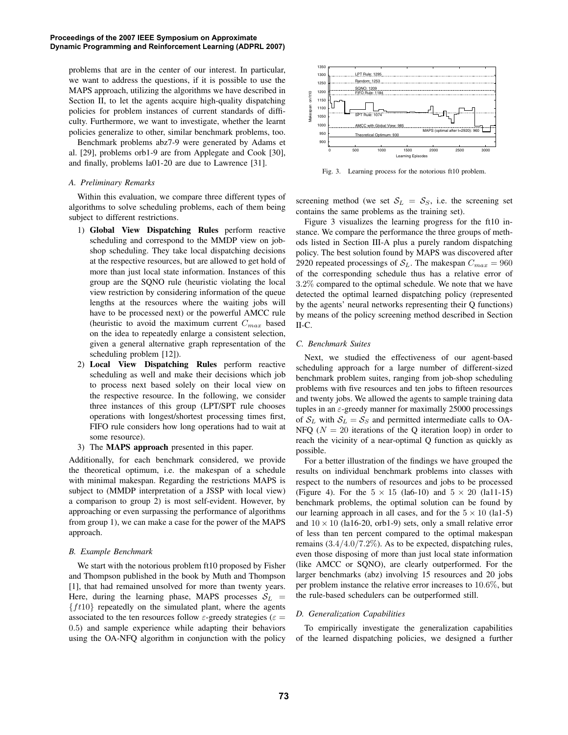problems that are in the center of our interest. In particular, we want to address the questions, if it is possible to use the MAPS approach, utilizing the algorithms we have described in Section II, to let the agents acquire high-quality dispatching policies for problem instances of current standards of difficulty. Furthermore, we want to investigate, whether the learnt policies generalize to other, similar benchmark problems, too.

Benchmark problems abz7-9 were generated by Adams et al. [29], problems orb1-9 are from Applegate and Cook [30], and finally, problems la01-20 are due to Lawrence [31].

### A. Preliminary Remarks

Within this evaluation, we compare three different types of algorithms to solve scheduling problems, each of them being subject to different restrictions.

1) **Global View Dispatching Rules** perform reactive scheduling and correspond to the MMDP view on job-shop scheduling. They take local dispatching decisions at the respective resources, but are allowed to get hold of more than just local state information. Instances of this group are the SQNO rule (heuristic violating the local view restriction by considering information of the queue lengths at the resources where the waiting jobs will have to be processed next) or the powerful AMCC rule (heuristic to avoid the maximum current $C_{max}$ based on the idea to repeatedly enlarge a consistent selection, given a general alternative graph representation of the scheduling problem [12]).
2) **Local View Dispatching Rules** perform reactive scheduling as well and make their decisions which job to process next based solely on their local view on the respective resource. In the following, we consider three instances of this group (LPT/SPT rule chooses operations with longest/shortest processing times first, FIFO rule considers how long operations had to wait at some resource).
3) The **MAPS approach** presented in this paper.

Additionally, for each benchmark considered, we provide the theoretical optimum, i.e. the makespan of a schedule with minimal makespan. Regarding the restrictions MAPS is subject to (MMDP interpretation of a JSSP with local view) a comparison to group 2) is most self-evident. However, by approaching or even surpassing the performance of algorithms from group 1), we can make a case for the power of the MAPS approach.

### B. Example Benchmark

We start with the notorious problem ft10 proposed by Fisher and Thompson published in the book by Muth and Thompson [1], that had remained unsolved for more than twenty years. Here, during the learning phase, MAPS processes $\mathcal{S}_L = \{ft10\}$ repeatedly on the simulated plant, where the agents associated to the ten resources follow $\varepsilon$-greedy strategies ($\varepsilon = 0.5$) and sample experience while adapting their behaviors using the OA-NFQ algorithm in conjunction with the policy screening method (we set $\mathcal{S}_L = \mathcal{S}_S$, i.e. the screening set contains the same problems as the training set).

Fig. 3. Learning process for the notorious ft10 problem.

Figure 3 visualizes the learning progress for the ft10 instance. We compare the performance the three groups of methods listed in Section III-A plus a purely random dispatching policy. The best solution found by MAPS was discovered after 2920 repeated processings of $\mathcal{S}_L$. The makespan $C_{max} = 960$ of the corresponding schedule thus has a relative error of $3.2\%$ compared to the optimal schedule. We note that we have detected the optimal learned dispatching policy (represented by the agents' neural networks representing their Q functions) by means of the policy screening method described in Section II-C.

### C. Benchmark Suites

Next, we studied the effectiveness of our agent-based scheduling approach for a large number of different-sized benchmark problem suites, ranging from job-shop scheduling problems with five resources and ten jobs to fifteen resources and twenty jobs. We allowed the agents to sample training data tuples in an $\varepsilon$-greedy manner for maximally 25000 processings of $\mathcal{S}_L$ with $\mathcal{S}_L = \mathcal{S}_S$ and permitted intermediate calls to OA-NFQ ($N = 20$ iterations of the Q iteration loop) in order to reach the vicinity of a near-optimal Q function as quickly as possible.

For a better illustration of the findings we have grouped the results on individual benchmark problems into classes with respect to the numbers of resources and jobs to be processed (Figure 4). For the $5 \times 15$ (la6-10) and $5 \times 20$ (la11-15) benchmark problems, the optimal solution can be found by our learning approach in all cases, and for the $5 \times 10$ (la1-5) and $10 \times 10$ (la16-20, orb1-9) sets, only a small relative error of less than ten percent compared to the optimal makespan remains ($3.4/4.0/7.2\%$). As to be expected, dispatching rules, even those disposing of more than just local state information (like AMCC or SQNO), are clearly outperformed. For the larger benchmarks (abz) involving 15 resources and 20 jobs per problem instance the relative error increases to $10.6\%$, but the rule-based schedulers can be outperformed still.

### D. Generalization Capabilities

To empirically investigate the generalization capabilities of the learned dispatching policies, we designed a further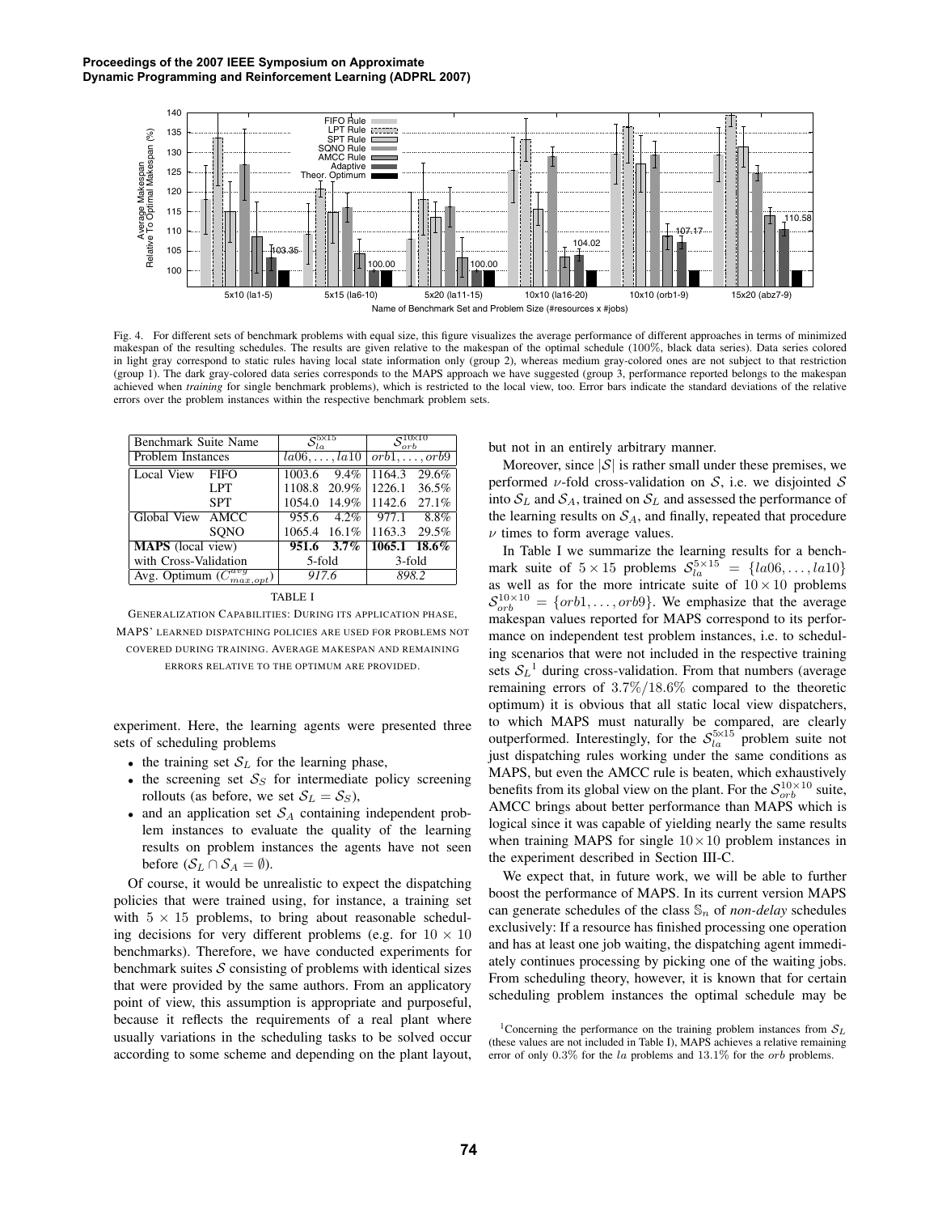Fig. 4. For different sets of benchmark problems with equal size, this figure visualizes the average performance of different approaches in terms of minimized makespan of the resulting schedules. The results are given relative to the makespan of the optimal schedule (100%, black data series). Data series colored in light gray correspond to static rules having local state information only (group 2), whereas medium gray-colored ones are not subject to that restriction (group 1). The dark gray-colored data series corresponds to the MAPS approach we have suggested (group 3, performance reported belongs to the makespan achieved when *training* for single benchmark problems), which is restricted to the local view, too. Error bars indicate the standard deviations of the relative errors over the problem instances within the respective benchmark problem sets.

| Benchmark Suite Name | | $\mathcal{S}_{la}^{5\times15}$ | | $\mathcal{S}_{orb}^{10\times10}$ | |
|---|---|---|---|---|---|
| Problem Instances | | $la06,\ldots,la10$ | | $orb1,\ldots,orb9$ | |
| Local View | FIFO | 1003.6 | 9.4% | 1164.3 | 29.6% |
| | LPT | 1108.8 | 20.9% | 1226.1 | 36.5% |
| | SPT | 1054.0 | 14.9% | 1142.6 | 27.1% |
| Global View | AMCC | 955.6 | 4.2% | 977.1 | 8.8% |
| | SQNO | 1065.4 | 16.1% | 1163.3 | 29.5% |
| **MAPS** (local view) | | **951.6** | **3.7%** | **1065.1** | **18.6%** |
| with Cross-Validation | | 5-fold | | 3-fold | |
| Avg. Optimum ($C_{max,opt}^{avg}$) | | *917.6* | | *898.2* | |

TABLE I

GENERALIZATION CAPABILITIES: DURING ITS APPLICATION PHASE, MAPS' LEARNED DISPATCHING POLICIES ARE USED FOR PROBLEMS NOT COVERED DURING TRAINING. AVERAGE MAKESPAN AND REMAINING ERRORS RELATIVE TO THE OPTIMUM ARE PROVIDED.

experiment. Here, the learning agents were presented three sets of scheduling problems

- the training set $\mathcal{S}_L$ for the learning phase,
- the screening set $\mathcal{S}_S$ for intermediate policy screening rollouts (as before, we set $\mathcal{S}_L = \mathcal{S}_S$),
- and an application set $\mathcal{S}_A$ containing independent problem instances to evaluate the quality of the learning results on problem instances the agents have not seen before ($\mathcal{S}_L \cap \mathcal{S}_A = \emptyset$).

Of course, it would be unrealistic to expect the dispatching policies that were trained using, for instance, a training set with $5 \times 15$ problems, to bring about reasonable scheduling decisions for very different problems (e.g. for $10 \times 10$ benchmarks). Therefore, we have conducted experiments for benchmark suites $\mathcal{S}$ consisting of problems with identical sizes that were provided by the same authors. From an applicatory point of view, this assumption is appropriate and purposeful, because it reflects the requirements of a real plant where usually variations in the scheduling tasks to be solved occur according to some scheme and depending on the plant layout, but not in an entirely arbitrary manner.

Moreover, since $|\mathcal{S}|$ is rather small under these premises, we performed $\nu$-fold cross-validation on $\mathcal{S}$, i.e. we disjointed $\mathcal{S}$ into $\mathcal{S}_L$ and $\mathcal{S}_A$, trained on $\mathcal{S}_L$ and assessed the performance of the learning results on $\mathcal{S}_A$, and finally, repeated that procedure $\nu$ times to form average values.

In Table I we summarize the learning results for a benchmark suite of $5 \times 15$ problems $\mathcal{S}_{la}^{5\times15} = \{la06,\ldots,la10\}$ as well as for the more intricate suite of $10 \times 10$ problems $\mathcal{S}_{orb}^{10\times10} = \{orb1,\ldots,orb9\}$. We emphasize that the average makespan values reported for MAPS correspond to its performance on independent test problem instances, i.e. to scheduling scenarios that were not included in the respective training sets $\mathcal{S}_L$[1] during cross-validation. From that numbers (average remaining errors of $3.7\%/18.6\%$ compared to the theoretic optimum) it is obvious that all static local view dispatchers, to which MAPS must naturally be compared, are clearly outperformed. Interestingly, for the $\mathcal{S}_{la}^{5\times15}$ problem suite not just dispatching rules working under the same conditions as MAPS, but even the AMCC rule is beaten, which exhaustively benefits from its global view on the plant. For the $\mathcal{S}_{orb}^{10\times10}$ suite, AMCC brings about better performance than MAPS which is logical since it was capable of yielding nearly the same results when training MAPS for single $10\times10$ problem instances in the experiment described in Section III-C.

We expect that, in future work, we will be able to further boost the performance of MAPS. In its current version MAPS can generate schedules of the class $\mathbb{S}_n$ of *non-delay* schedules exclusively: If a resource has finished processing one operation and has at least one job waiting, the dispatching agent immediately continues processing by picking one of the waiting jobs. From scheduling theory, however, it is known that for certain scheduling problem instances the optimal schedule may be

[1]Concerning the performance on the training problem instances from $\mathcal{S}_L$ (these values are not included in Table I), MAPS achieves a relative remaining error of only 0.3% for the $la$ problems and 13.1% for the $orb$ problems.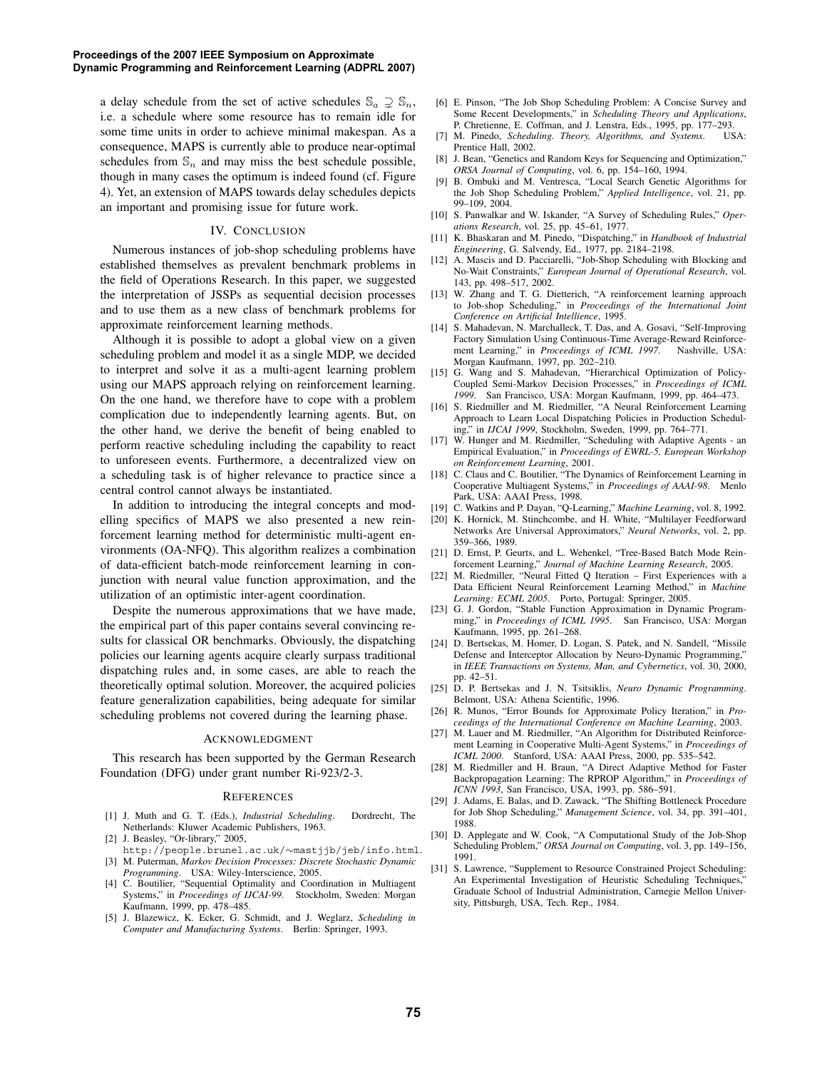a delay schedule from the set of active schedules $\mathbb{S}_a \supsetneq \mathbb{S}_n$, i.e. a schedule where some resource has to remain idle for some time units in order to achieve minimal makespan. As a consequence, MAPS is currently able to produce near-optimal schedules from $\mathbb{S}_n$ and may miss the best schedule possible, though in many cases the optimum is indeed found (cf. Figure 4). Yet, an extension of MAPS towards delay schedules depicts an important and promising issue for future work.

## IV. Conclusion

Numerous instances of job-shop scheduling problems have established themselves as prevalent benchmark problems in the field of Operations Research. In this paper, we suggested the interpretation of JSSPs as sequential decision processes and to use them as a new class of benchmark problems for approximate reinforcement learning methods.

Although it is possible to adopt a global view on a given scheduling problem and model it as a single MDP, we decided to interpret and solve it as a multi-agent learning problem using our MAPS approach relying on reinforcement learning. On the one hand, we therefore have to cope with a problem complication due to independently learning agents. But, on the other hand, we derive the benefit of being enabled to perform reactive scheduling including the capability to react to unforeseen events. Furthermore, a decentralized view on a scheduling task is of higher relevance to practice since a central control cannot always be instantiated.

In addition to introducing the integral concepts and modelling specifics of MAPS we also presented a new reinforcement learning method for deterministic multi-agent environments (OA-NFQ). This algorithm realizes a combination of data-efficient batch-mode reinforcement learning in conjunction with neural value function approximation, and the utilization of an optimistic inter-agent coordination.

Despite the numerous approximations that we have made, the empirical part of this paper contains several convincing results for classical OR benchmarks. Obviously, the dispatching policies our learning agents acquire clearly surpass traditional dispatching rules and, in some cases, are able to reach the theoretically optimal solution. Moreover, the acquired policies feature generalization capabilities, being adequate for similar scheduling problems not covered during the learning phase.

## Acknowledgment

This research has been supported by the German Research Foundation (DFG) under grant number Ri-923/2-3.

## References

[1] J. Muth and G. T. (Eds.), *Industrial Scheduling*. Dordrecht, The Netherlands: Kluwer Academic Publishers, 1963.

[2] J. Beasley, "Or-library," 2005, http://people.brunel.ac.uk/~mastjjb/jeb/info.html.

[3] M. Puterman, *Markov Decision Processes: Discrete Stochastic Dynamic Programming*. USA: Wiley-Interscience, 2005.

[4] C. Boutilier, "Sequential Optimality and Coordination in Multiagent Systems," in *Proceedings of IJCAI-99*. Stockholm, Sweden: Morgan Kaufmann, 1999, pp. 478–485.

[5] J. Blazewicz, K. Ecker, G. Schmidt, and J. Weglarz, *Scheduling in Computer and Manufacturing Systems*. Berlin: Springer, 1993.

[6] E. Pinson, "The Job Shop Scheduling Problem: A Concise Survey and Some Recent Developments," in *Scheduling Theory and Applications*, P. Chretienne, E. Coffman, and J. Lenstra, Eds., 1995, pp. 177–293.

[7] M. Pinedo, *Scheduling. Theory, Algorithms, and Systems*. USA: Prentice Hall, 2002.

[8] J. Bean, "Genetics and Random Keys for Sequencing and Optimization," *ORSA Journal of Computing*, vol. 6, pp. 154–160, 1994.

[9] B. Ombuki and M. Ventresca, "Local Search Genetic Algorithms for the Job Shop Scheduling Problem," *Applied Intelligence*, vol. 21, pp. 99–109, 2004.

[10] S. Panwalkar and W. Iskander, "A Survey of Scheduling Rules," *Operations Research*, vol. 25, pp. 45–61, 1977.

[11] K. Bhaskaran and M. Pinedo, "Dispatching," in *Handbook of Industrial Engineering*, G. Salvendy, Ed., 1977, pp. 2184–2198.

[12] A. Mascis and D. Pacciarelli, "Job-Shop Scheduling with Blocking and No-Wait Constraints," *European Journal of Operational Research*, vol. 143, pp. 498–517, 2002.

[13] W. Zhang and T. G. Dietterich, "A reinforcement learning approach to Job-shop Scheduling," in *Proceedings of the International Joint Conference on Artificial Intellience*, 1995.

[14] S. Mahadevan, N. Marchalleck, T. Das, and A. Gosavi, "Self-Improving Factory Simulation Using Continuous-Time Average-Reward Reinforcement Learning," in *Proceedings of ICML 1997*. Nashville, USA: Morgan Kaufmann, 1997, pp. 202–210.

[15] G. Wang and S. Mahadevan, "Hierarchical Optimization of Policy-Coupled Semi-Markov Decision Processes," in *Proceedings of ICML 1999*. San Francisco, USA: Morgan Kaufmann, 1999, pp. 464–473.

[16] S. Riedmiller and M. Riedmiller, "A Neural Reinforcement Learning Approach to Learn Local Dispatching Policies in Production Scheduling," in *IJCAI 1999*, Stockholm, Sweden, 1999, pp. 764–771.

[17] W. Hunger and M. Riedmiller, "Scheduling with Adaptive Agents - an Empirical Evaluation," in *Proceedings of EWRL-5, European Workshop on Reinforcement Learning*, 2001.

[18] C. Claus and C. Boutilier, "The Dynamics of Reinforcement Learning in Cooperative Multiagent Systems," in *Proceedings of AAAI-98*. Menlo Park, USA: AAAI Press, 1998.

[19] C. Watkins and P. Dayan, "Q-Learning," *Machine Learning*, vol. 8, 1992.

[20] K. Hornick, M. Stinchcombe, and H. White, "Multilayer Feedforward Networks Are Universal Approximators," *Neural Networks*, vol. 2, pp. 359–366, 1989.

[21] D. Ernst, P. Geurts, and L. Wehenkel, "Tree-Based Batch Mode Reinforcement Learning," *Journal of Machine Learning Research*, 2005.

[22] M. Riedmiller, "Neural Fitted Q Iteration – First Experiences with a Data Efficient Neural Reinforcement Learning Method," in *Machine Learning: ECML 2005*. Porto, Portugal: Springer, 2005.

[23] G. J. Gordon, "Stable Function Approximation in Dynamic Programming," in *Proceedings of ICML 1995*. San Francisco, USA: Morgan Kaufmann, 1995, pp. 261–268.

[24] D. Bertsekas, M. Homer, D. Logan, S. Patek, and N. Sandell, "Missile Defense and Interceptor Allocation by Neuro-Dynamic Programming," in *IEEE Transactions on Systems, Man, and Cybernetics*, vol. 30, 2000, pp. 42–51.

[25] D. P. Bertsekas and J. N. Tsitsiklis, *Neuro Dynamic Programming*. Belmont, USA: Athena Scientific, 1996.

[26] R. Munos, "Error Bounds for Approximate Policy Iteration," in *Proceedings of the International Conference on Machine Learning*, 2003.

[27] M. Lauer and M. Riedmiller, "An Algorithm for Distributed Reinforcement Learning in Cooperative Multi-Agent Systems," in *Proceedings of ICML 2000*. Stanford, USA: AAAI Press, 2000, pp. 535–542.

[28] M. Riedmiller and H. Braun, "A Direct Adaptive Method for Faster Backpropagation Learning: The RPROP Algorithm," in *Proceedings of ICNN 1993*, San Francisco, USA, 1993, pp. 586–591.

[29] J. Adams, E. Balas, and D. Zawack, "The Shifting Bottleneck Procedure for Job Shop Scheduling," *Management Science*, vol. 34, pp. 391–401, 1988.

[30] D. Applegate and W. Cook, "A Computational Study of the Job-Shop Scheduling Problem," *ORSA Journal on Computing*, vol. 3, pp. 149–156, 1991.

[31] S. Lawrence, "Supplement to Resource Constrained Project Scheduling: An Experimental Investigation of Heuristic Scheduling Techniques," Graduate School of Industrial Administration, Carnegie Mellon University, Pittsburgh, USA, Tech. Rep., 1984.